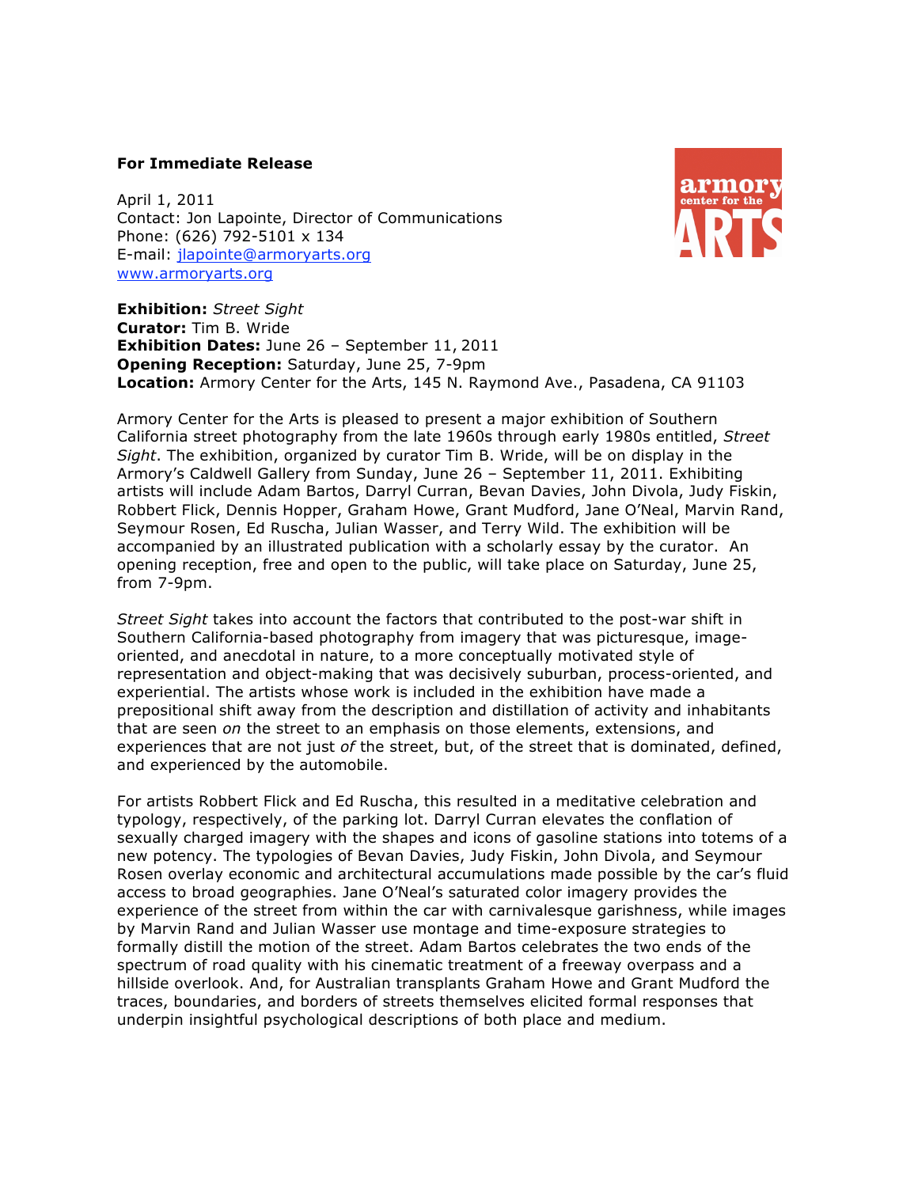**For Immediate Release**

April 1, 2011
Contact: Jon Lapointe, Director of Communications
Phone: (626) 792-5101 x 134
E-mail: jlapointe@armoryarts.org
www.armoryarts.org

**Exhibition:** *Street Sight*
**Curator:** Tim B. Wride
**Exhibition Dates:** June 26 – September 11, 2011
**Opening Reception:** Saturday, June 25, 7-9pm
**Location:** Armory Center for the Arts, 145 N. Raymond Ave., Pasadena, CA 91103

Armory Center for the Arts is pleased to present a major exhibition of Southern California street photography from the late 1960s through early 1980s entitled, *Street Sight*. The exhibition, organized by curator Tim B. Wride, will be on display in the Armory's Caldwell Gallery from Sunday, June 26 – September 11, 2011. Exhibiting artists will include Adam Bartos, Darryl Curran, Bevan Davies, John Divola, Judy Fiskin, Robbert Flick, Dennis Hopper, Graham Howe, Grant Mudford, Jane O'Neal, Marvin Rand, Seymour Rosen, Ed Ruscha, Julian Wasser, and Terry Wild. The exhibition will be accompanied by an illustrated publication with a scholarly essay by the curator. An opening reception, free and open to the public, will take place on Saturday, June 25, from 7-9pm.

*Street Sight* takes into account the factors that contributed to the post-war shift in Southern California-based photography from imagery that was picturesque, image-oriented, and anecdotal in nature, to a more conceptually motivated style of representation and object-making that was decisively suburban, process-oriented, and experiential. The artists whose work is included in the exhibition have made a prepositional shift away from the description and distillation of activity and inhabitants that are seen *on* the street to an emphasis on those elements, extensions, and experiences that are not just *of* the street, but, of the street that is dominated, defined, and experienced by the automobile.

For artists Robbert Flick and Ed Ruscha, this resulted in a meditative celebration and typology, respectively, of the parking lot. Darryl Curran elevates the conflation of sexually charged imagery with the shapes and icons of gasoline stations into totems of a new potency. The typologies of Bevan Davies, Judy Fiskin, John Divola, and Seymour Rosen overlay economic and architectural accumulations made possible by the car's fluid access to broad geographies. Jane O'Neal's saturated color imagery provides the experience of the street from within the car with carnivalesque garishness, while images by Marvin Rand and Julian Wasser use montage and time-exposure strategies to formally distill the motion of the street. Adam Bartos celebrates the two ends of the spectrum of road quality with his cinematic treatment of a freeway overpass and a hillside overlook. And, for Australian transplants Graham Howe and Grant Mudford the traces, boundaries, and borders of streets themselves elicited formal responses that underpin insightful psychological descriptions of both place and medium.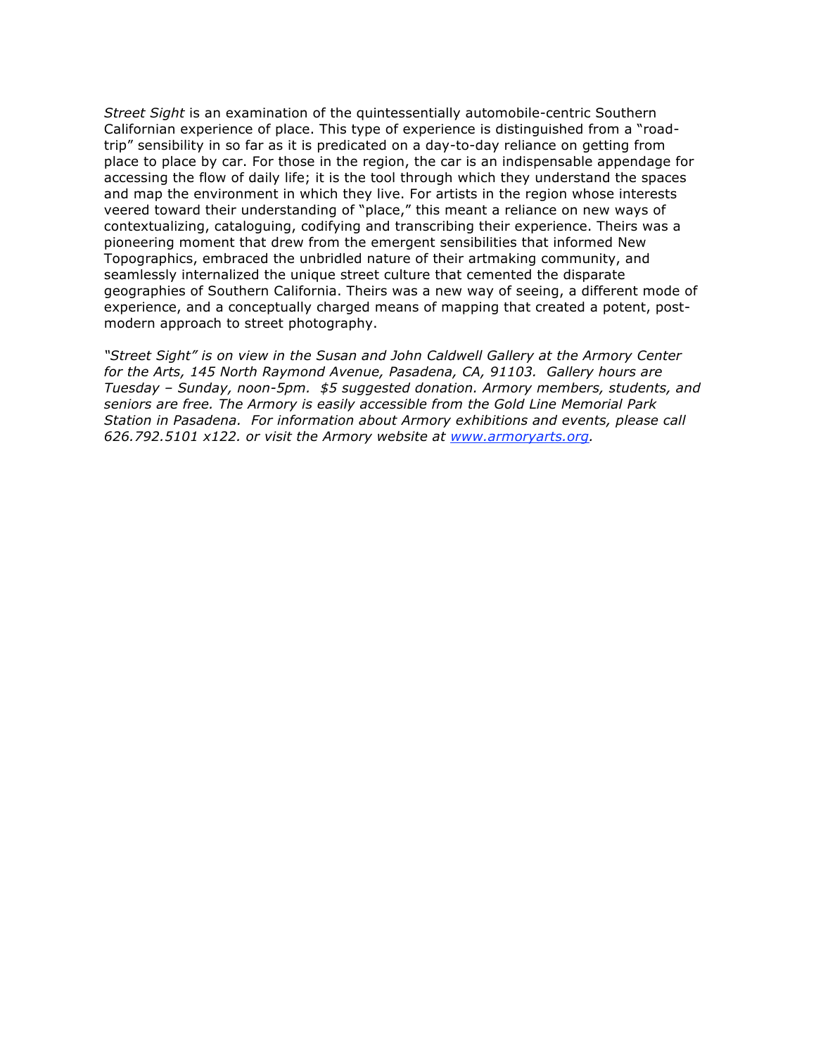*Street Sight* is an examination of the quintessentially automobile-centric Southern Californian experience of place. This type of experience is distinguished from a "road-trip" sensibility in so far as it is predicated on a day-to-day reliance on getting from place to place by car. For those in the region, the car is an indispensable appendage for accessing the flow of daily life; it is the tool through which they understand the spaces and map the environment in which they live. For artists in the region whose interests veered toward their understanding of "place," this meant a reliance on new ways of contextualizing, cataloguing, codifying and transcribing their experience. Theirs was a pioneering moment that drew from the emergent sensibilities that informed New Topographics, embraced the unbridled nature of their artmaking community, and seamlessly internalized the unique street culture that cemented the disparate geographies of Southern California. Theirs was a new way of seeing, a different mode of experience, and a conceptually charged means of mapping that created a potent, post-modern approach to street photography.

*"Street Sight" is on view in the Susan and John Caldwell Gallery at the Armory Center for the Arts, 145 North Raymond Avenue, Pasadena, CA, 91103. Gallery hours are Tuesday – Sunday, noon-5pm. $5 suggested donation. Armory members, students, and seniors are free. The Armory is easily accessible from the Gold Line Memorial Park Station in Pasadena. For information about Armory exhibitions and events, please call 626.792.5101 x122. or visit the Armory website at [www.armoryarts.org](http://www.armoryarts.org).*